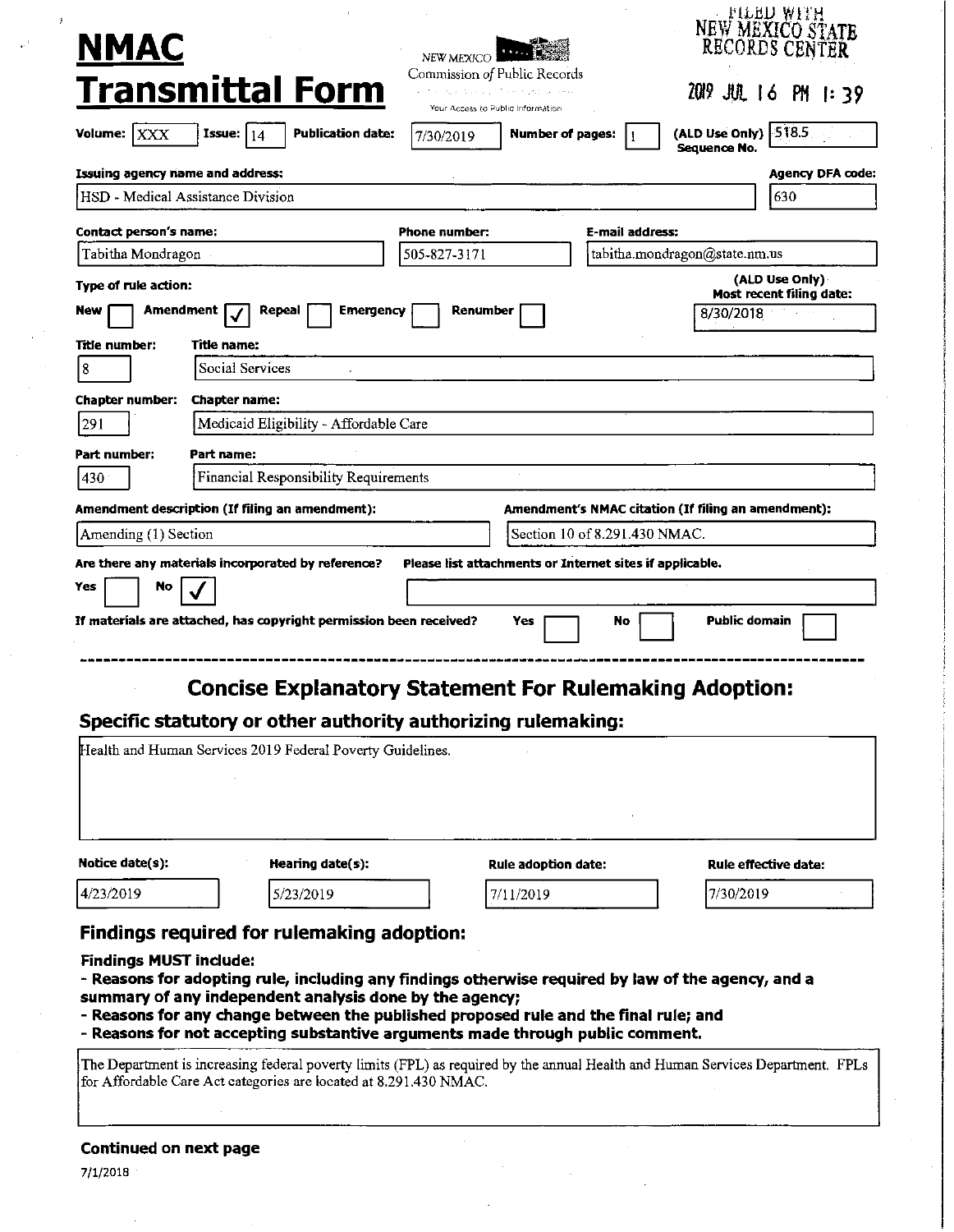# NMAC Transmittal Form

NEW MEXICO Commission of Public Records
Your Access to Public Information

FILED WITH NEW MEXICO STATE RECORDS CENTER

2019 JUL 16 PM 1:39

**Volume:** XXX **Issue:** 14 **Publication date:** 7/30/2019 **Number of pages:** 1 **(ALD Use Only) Sequence No.** 518.5

**Issuing agency name and address:** HSD - Medical Assistance Division

**Agency DFA code:** 630

**Contact person's name:** Tabitha Mondragon

**Phone number:** 505-827-3171

**E-mail address:** tabitha.mondragon@state.nm.us

**Type of rule action:**

New ☐ Amendment ☑ Repeal ☐ Emergency ☐ Renumber ☐

**(ALD Use Only) Most recent filing date:** 8/30/2018

**Title number:** 8 **Title name:** Social Services

**Chapter number:** 291 **Chapter name:** Medicaid Eligibility - Affordable Care

**Part number:** 430 **Part name:** Financial Responsibility Requirements

**Amendment description (If filing an amendment):** Amending (1) Section

**Amendment's NMAC citation (If filing an amendment):** Section 10 of 8.291.430 NMAC.

**Are there any materials incorporated by reference?** Yes ☐ No ☑

**Please list attachments or Internet sites if applicable.**

**If materials are attached, has copyright permission been received?** Yes ☐ No ☐ Public domain ☐

---

## Concise Explanatory Statement For Rulemaking Adoption:

### Specific statutory or other authority authorizing rulemaking:

Health and Human Services 2019 Federal Poverty Guidelines.

| Notice date(s): | Hearing date(s): | Rule adoption date: | Rule effective date: |
|---|---|---|---|
| 4/23/2019 | 5/23/2019 | 7/11/2019 | 7/30/2019 |

### Findings required for rulemaking adoption:

**Findings MUST include:**

- **Reasons for adopting rule, including any findings otherwise required by law of the agency, and a summary of any independent analysis done by the agency;**
- **Reasons for any change between the published proposed rule and the final rule; and**
- **Reasons for not accepting substantive arguments made through public comment.**

The Department is increasing federal poverty limits (FPL) as required by the annual Health and Human Services Department. FPLs for Affordable Care Act categories are located at 8.291.430 NMAC.

**Continued on next page**

7/1/2018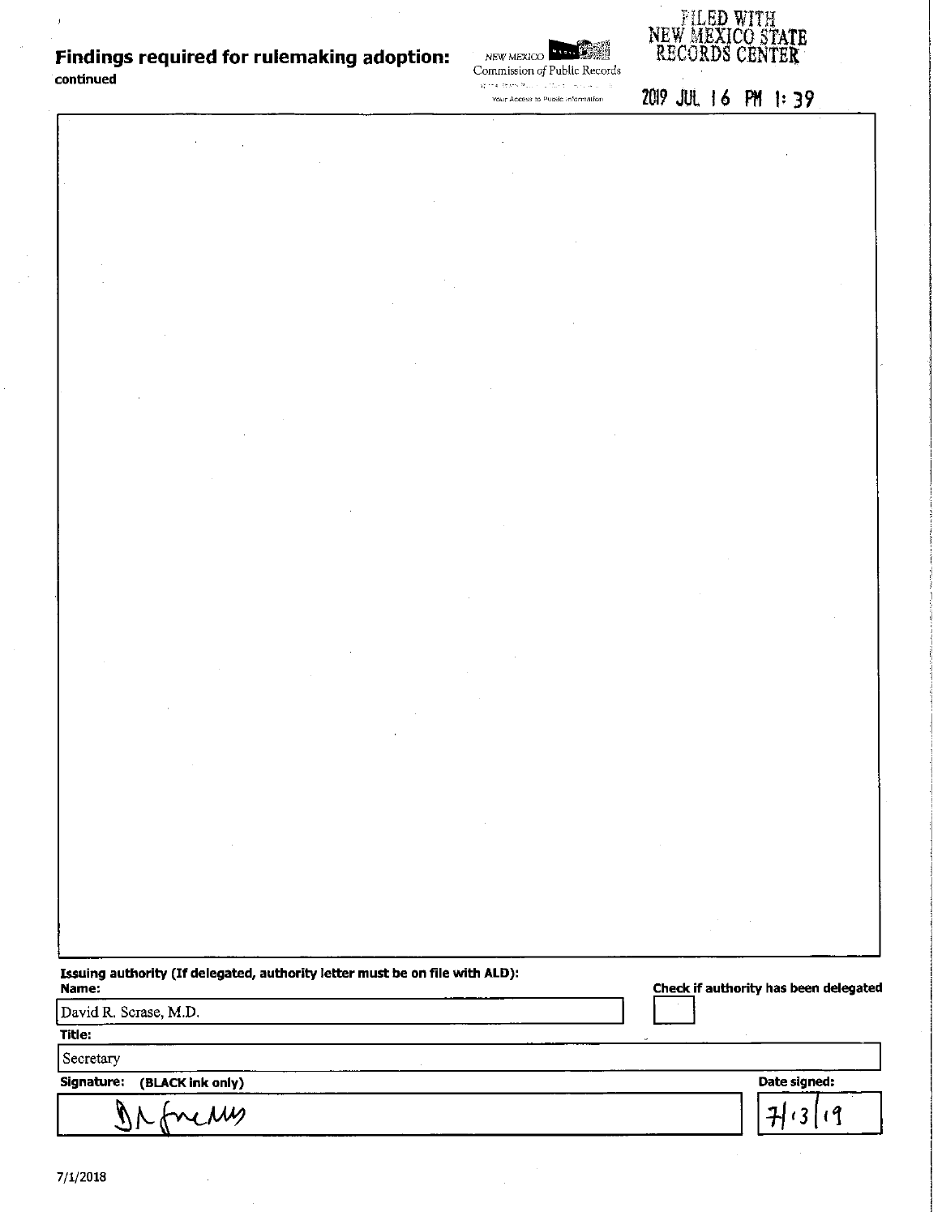## Findings required for rulemaking adoption:
continued

NEW MEXICO Commission *of* Public Records

Your Access to Public Information

FILED WITH NEW MEXICO STATE RECORDS CENTER

2019 JUL 16 PM 1:39

**Issuing authority (If delegated, authority letter must be on file with ALD):**

**Name:**

David R. Scrase, M.D.

**Check if authority has been delegated**

☐

**Title:**

Secretary

**Signature: (BLACK ink only)**

[signature]

**Date signed:**

7/13/19

7/1/2018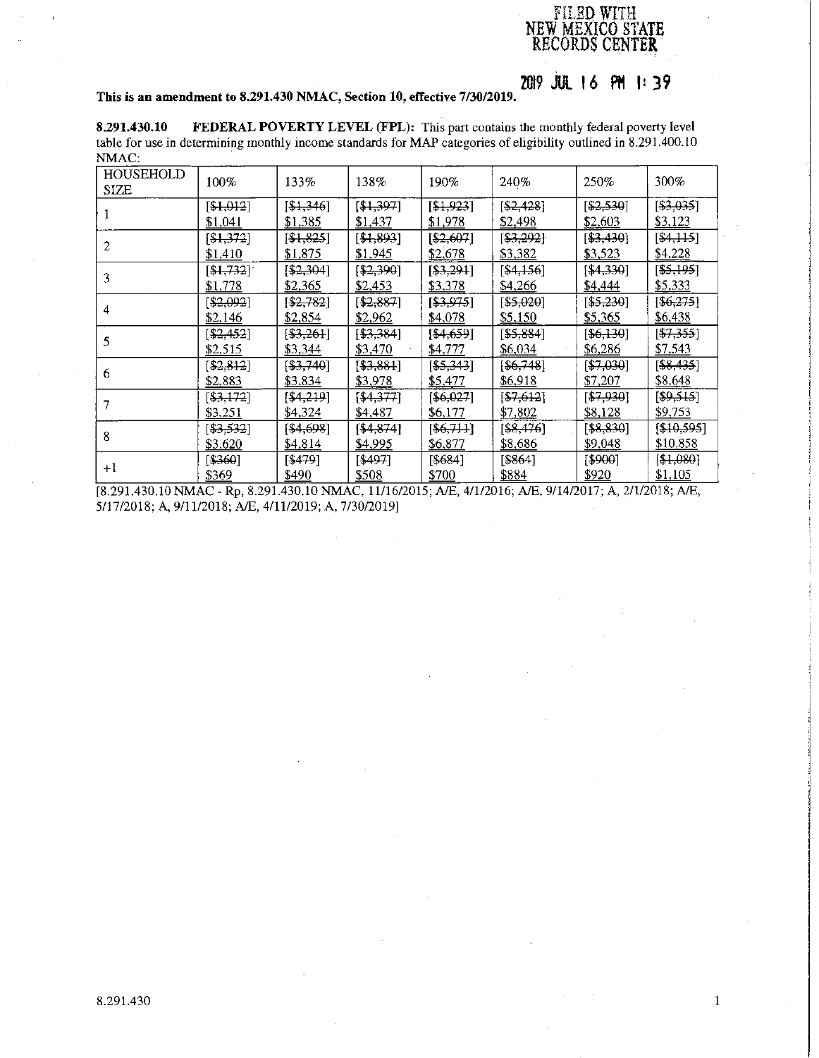FILED WITH NEW MEXICO STATE RECORDS CENTER

2019 JUL 16 PM 1:39

**This is an amendment to 8.291.430 NMAC, Section 10, effective 7/30/2019.**

**8.291.430.10 FEDERAL POVERTY LEVEL (FPL):** This part contains the monthly federal poverty level table for use in determining monthly income standards for MAP categories of eligibility outlined in 8.291.400.10 NMAC:

| HOUSEHOLD SIZE | 100% | 133% | 138% | 190% | 240% | 250% | 300% |
|---|---|---|---|---|---|---|---|
| 1 | [~~$1,012~~] $1,041 | [~~$1,346~~] $1,385 | [~~$1,397~~] $1,437 | [~~$1,923~~] $1,978 | [~~$2,428~~] $2,498 | [~~$2,530~~] $2,603 | [~~$3,035~~] $3,123 |
| 2 | [~~$1,372~~] $1,410 | [~~$1,825~~] $1,875 | [~~$1,893~~] $1,945 | [~~$2,607~~] $2,678 | [~~$3,292~~] $3,382 | [~~$3,430~~] $3,523 | [~~$4,115~~] $4,228 |
| 3 | [~~$1,732~~] $1,778 | [~~$2,304~~] $2,365 | [~~$2,390~~] $2,453 | [~~$3,291~~] $3,378 | [~~$4,156~~] $4,266 | [~~$4,330~~] $4,444 | [~~$5,195~~] $5,333 |
| 4 | [~~$2,092~~] $2,146 | [~~$2,782~~] $2,854 | [~~$2,887~~] $2,962 | [~~$3,975~~] $4,078 | [~~$5,020~~] $5,150 | [~~$5,230~~] $5,365 | [~~$6,275~~] $6,438 |
| 5 | [~~$2,452~~] $2,515 | [~~$3,261~~] $3,344 | [~~$3,384~~] $3,470 | [~~$4,659~~] $4,777 | [~~$5,884~~] $6,034 | [~~$6,130~~] $6,286 | [~~$7,355~~] $7,543 |
| 6 | [~~$2,812~~] $2,883 | [~~$3,740~~] $3,834 | [~~$3,881~~] $3,978 | [~~$5,343~~] $5,477 | [~~$6,748~~] $6,918 | [~~$7,030~~] $7,207 | [~~$8,435~~] $8,648 |
| 7 | [~~$3,172~~] $3,251 | [~~$4,219~~] $4,324 | [~~$4,377~~] $4,487 | [~~$6,027~~] $6,177 | [~~$7,612~~] $7,802 | [~~$7,930~~] $8,128 | [~~$9,515~~] $9,753 |
| 8 | [~~$3,532~~] $3,620 | [~~$4,698~~] $4,814 | [~~$4,874~~] $4,995 | [~~$6,711~~] $6,877 | [~~$8,476~~] $8,686 | [~~$8,830~~] $9,048 | [~~$10,595~~] $10,858 |
| +1 | [~~$360~~] $369 | [~~$479~~] $490 | [~~$497~~] $508 | [~~$684~~] $700 | [~~$864~~] $884 | [~~$900~~] $920 | [~~$1,080~~] $1,105 |

[8.291.430.10 NMAC - Rp, 8.291.430.10 NMAC, 11/16/2015; A/E, 4/1/2016; A/E, 9/14/2017; A, 2/1/2018; A/E, 5/17/2018; A, 9/11/2018; A/E, 4/11/2019; A, 7/30/2019]